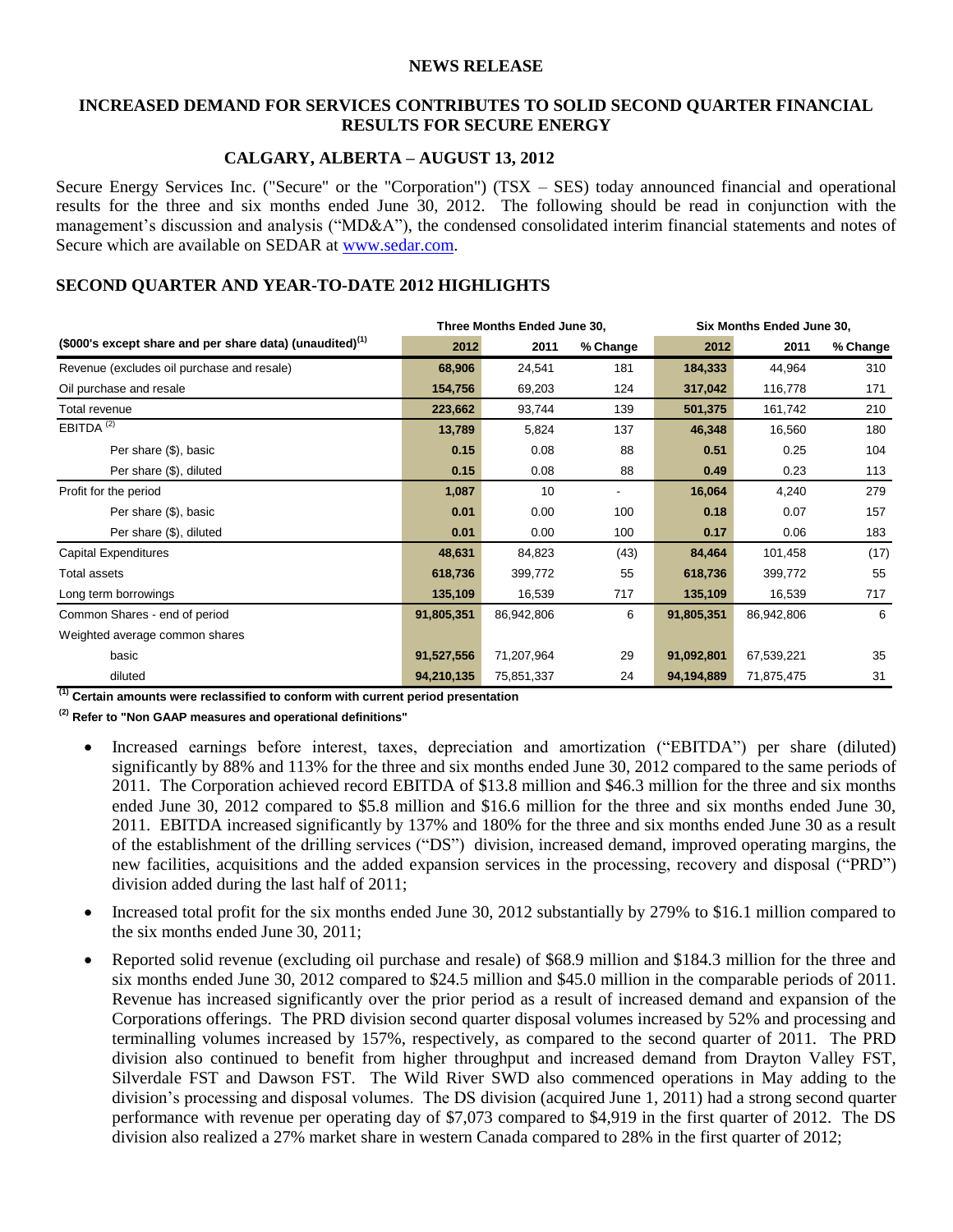**NEWS RELEASE**

## INCREASED DEMAND FOR SERVICES CONTRIBUTES TO SOLID SECOND QUARTER FINANCIAL RESULTS FOR SECURE ENERGY

### CALGARY, ALBERTA – AUGUST 13, 2012

Secure Energy Services Inc. ("Secure" or the "Corporation") (TSX – SES) today announced financial and operational results for the three and six months ended June 30, 2012. The following should be read in conjunction with the management's discussion and analysis ("MD&A"), the condensed consolidated interim financial statements and notes of Secure which are available on SEDAR at www.sedar.com.

## SECOND QUARTER AND YEAR-TO-DATE 2012 HIGHLIGHTS

| | Three Months Ended June 30, | | | Six Months Ended June 30, | | |
|---|---|---|---|---|---|---|
| ($000's except share and per share data) (unaudited)[1] | 2012 | 2011 | % Change | 2012 | 2011 | % Change |
| Revenue (excludes oil purchase and resale) | **68,906** | 24,541 | 181 | **184,333** | 44,964 | 310 |
| Oil purchase and resale | **154,756** | 69,203 | 124 | **317,042** | 116,778 | 171 |
| Total revenue | **223,662** | 93,744 | 139 | **501,375** | 161,742 | 210 |
| EBITDA [2] | **13,789** | 5,824 | 137 | **46,348** | 16,560 | 180 |
| Per share ($), basic | **0.15** | 0.08 | 88 | **0.51** | 0.25 | 104 |
| Per share ($), diluted | **0.15** | 0.08 | 88 | **0.49** | 0.23 | 113 |
| Profit for the period | **1,087** | 10 | - | **16,064** | 4,240 | 279 |
| Per share ($), basic | **0.01** | 0.00 | 100 | **0.18** | 0.07 | 157 |
| Per share ($), diluted | **0.01** | 0.00 | 100 | **0.17** | 0.06 | 183 |
| Capital Expenditures | **48,631** | 84,823 | (43) | **84,464** | 101,458 | (17) |
| Total assets | **618,736** | 399,772 | 55 | **618,736** | 399,772 | 55 |
| Long term borrowings | **135,109** | 16,539 | 717 | **135,109** | 16,539 | 717 |
| Common Shares - end of period | **91,805,351** | 86,942,806 | 6 | **91,805,351** | 86,942,806 | 6 |
| Weighted average common shares | | | | | | |
| basic | **91,527,556** | 71,207,964 | 29 | **91,092,801** | 67,539,221 | 35 |
| diluted | **94,210,135** | 75,851,337 | 24 | **94,194,889** | 71,875,475 | 31 |

**[1] Certain amounts were reclassified to conform with current period presentation**

**[2] Refer to "Non GAAP measures and operational definitions"**

- Increased earnings before interest, taxes, depreciation and amortization ("EBITDA") per share (diluted) significantly by 88% and 113% for the three and six months ended June 30, 2012 compared to the same periods of 2011. The Corporation achieved record EBITDA of $13.8 million and $46.3 million for the three and six months ended June 30, 2012 compared to $5.8 million and $16.6 million for the three and six months ended June 30, 2011. EBITDA increased significantly by 137% and 180% for the three and six months ended June 30 as a result of the establishment of the drilling services ("DS") division, increased demand, improved operating margins, the new facilities, acquisitions and the added expansion services in the processing, recovery and disposal ("PRD") division added during the last half of 2011;
- Increased total profit for the six months ended June 30, 2012 substantially by 279% to $16.1 million compared to the six months ended June 30, 2011;
- Reported solid revenue (excluding oil purchase and resale) of $68.9 million and $184.3 million for the three and six months ended June 30, 2012 compared to $24.5 million and $45.0 million in the comparable periods of 2011. Revenue has increased significantly over the prior period as a result of increased demand and expansion of the Corporations offerings. The PRD division second quarter disposal volumes increased by 52% and processing and terminalling volumes increased by 157%, respectively, as compared to the second quarter of 2011. The PRD division also continued to benefit from higher throughput and increased demand from Drayton Valley FST, Silverdale FST and Dawson FST. The Wild River SWD also commenced operations in May adding to the division's processing and disposal volumes. The DS division (acquired June 1, 2011) had a strong second quarter performance with revenue per operating day of $7,073 compared to $4,919 in the first quarter of 2012. The DS division also realized a 27% market share in western Canada compared to 28% in the first quarter of 2012;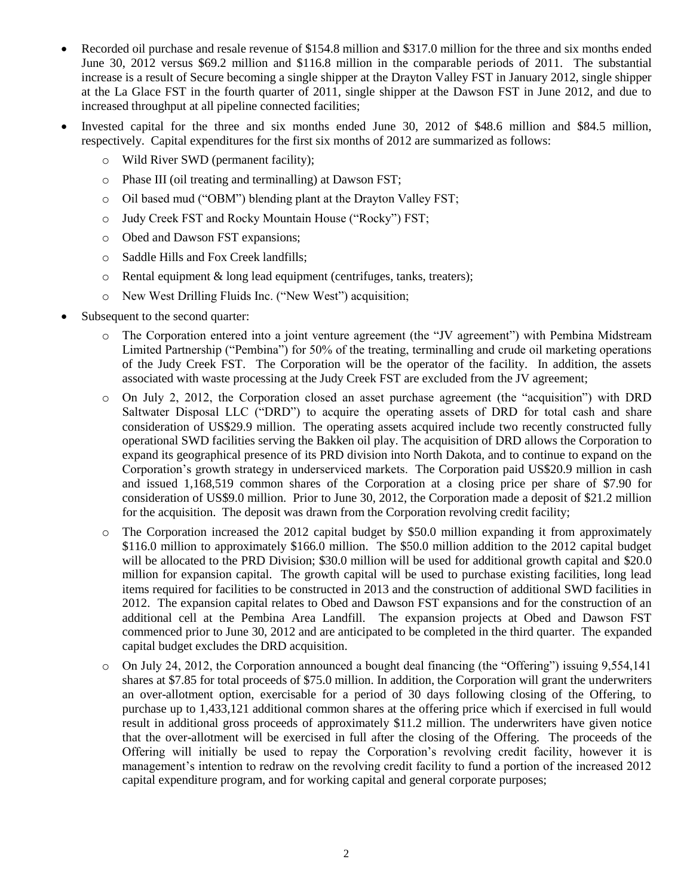- Recorded oil purchase and resale revenue of $154.8 million and $317.0 million for the three and six months ended June 30, 2012 versus $69.2 million and $116.8 million in the comparable periods of 2011. The substantial increase is a result of Secure becoming a single shipper at the Drayton Valley FST in January 2012, single shipper at the La Glace FST in the fourth quarter of 2011, single shipper at the Dawson FST in June 2012, and due to increased throughput at all pipeline connected facilities;
- Invested capital for the three and six months ended June 30, 2012 of $48.6 million and $84.5 million, respectively. Capital expenditures for the first six months of 2012 are summarized as follows:
  - Wild River SWD (permanent facility);
  - Phase III (oil treating and terminalling) at Dawson FST;
  - Oil based mud ("OBM") blending plant at the Drayton Valley FST;
  - Judy Creek FST and Rocky Mountain House ("Rocky") FST;
  - Obed and Dawson FST expansions;
  - Saddle Hills and Fox Creek landfills;
  - Rental equipment & long lead equipment (centrifuges, tanks, treaters);
  - New West Drilling Fluids Inc. ("New West") acquisition;
- Subsequent to the second quarter:
  - The Corporation entered into a joint venture agreement (the "JV agreement") with Pembina Midstream Limited Partnership ("Pembina") for 50% of the treating, terminalling and crude oil marketing operations of the Judy Creek FST. The Corporation will be the operator of the facility. In addition, the assets associated with waste processing at the Judy Creek FST are excluded from the JV agreement;
  - On July 2, 2012, the Corporation closed an asset purchase agreement (the "acquisition") with DRD Saltwater Disposal LLC ("DRD") to acquire the operating assets of DRD for total cash and share consideration of US$29.9 million. The operating assets acquired include two recently constructed fully operational SWD facilities serving the Bakken oil play. The acquisition of DRD allows the Corporation to expand its geographical presence of its PRD division into North Dakota, and to continue to expand on the Corporation's growth strategy in underserviced markets. The Corporation paid US$20.9 million in cash and issued 1,168,519 common shares of the Corporation at a closing price per share of $7.90 for consideration of US$9.0 million. Prior to June 30, 2012, the Corporation made a deposit of $21.2 million for the acquisition. The deposit was drawn from the Corporation revolving credit facility;
  - The Corporation increased the 2012 capital budget by $50.0 million expanding it from approximately $116.0 million to approximately $166.0 million. The $50.0 million addition to the 2012 capital budget will be allocated to the PRD Division; $30.0 million will be used for additional growth capital and $20.0 million for expansion capital. The growth capital will be used to purchase existing facilities, long lead items required for facilities to be constructed in 2013 and the construction of additional SWD facilities in 2012. The expansion capital relates to Obed and Dawson FST expansions and for the construction of an additional cell at the Pembina Area Landfill. The expansion projects at Obed and Dawson FST commenced prior to June 30, 2012 and are anticipated to be completed in the third quarter. The expanded capital budget excludes the DRD acquisition.
  - On July 24, 2012, the Corporation announced a bought deal financing (the "Offering") issuing 9,554,141 shares at $7.85 for total proceeds of $75.0 million. In addition, the Corporation will grant the underwriters an over-allotment option, exercisable for a period of 30 days following closing of the Offering, to purchase up to 1,433,121 additional common shares at the offering price which if exercised in full would result in additional gross proceeds of approximately $11.2 million. The underwriters have given notice that the over-allotment will be exercised in full after the closing of the Offering. The proceeds of the Offering will initially be used to repay the Corporation's revolving credit facility, however it is management's intention to redraw on the revolving credit facility to fund a portion of the increased 2012 capital expenditure program, and for working capital and general corporate purposes;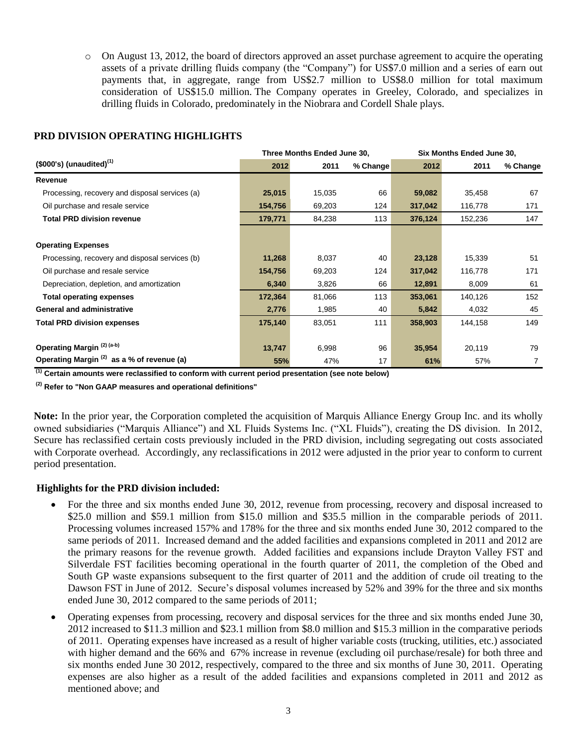- On August 13, 2012, the board of directors approved an asset purchase agreement to acquire the operating assets of a private drilling fluids company (the "Company") for US$7.0 million and a series of earn out payments that, in aggregate, range from US$2.7 million to US$8.0 million for total maximum consideration of US$15.0 million. The Company operates in Greeley, Colorado, and specializes in drilling fluids in Colorado, predominately in the Niobrara and Cordell Shale plays.

## PRD DIVISION OPERATING HIGHLIGHTS

| | Three Months Ended June 30, | | | Six Months Ended June 30, | | |
|---|---|---|---|---|---|---|
| **($000's) (unaudited)[1]** | **2012** | **2011** | **% Change** | **2012** | **2011** | **% Change** |
| **Revenue** | | | | | | |
| Processing, recovery and disposal services (a) | **25,015** | 15,035 | 66 | **59,082** | 35,458 | 67 |
| Oil purchase and resale service | **154,756** | 69,203 | 124 | **317,042** | 116,778 | 171 |
| **Total PRD division revenue** | **179,771** | 84,238 | 113 | **376,124** | 152,236 | 147 |
| | | | | | | |
| **Operating Expenses** | | | | | | |
| Processing, recovery and disposal services (b) | **11,268** | 8,037 | 40 | **23,128** | 15,339 | 51 |
| Oil purchase and resale service | **154,756** | 69,203 | 124 | **317,042** | 116,778 | 171 |
| Depreciation, depletion, and amortization | **6,340** | 3,826 | 66 | **12,891** | 8,009 | 61 |
| **Total operating expenses** | **172,364** | 81,066 | 113 | **353,061** | 140,126 | 152 |
| **General and administrative** | **2,776** | 1,985 | 40 | **5,842** | 4,032 | 45 |
| **Total PRD division expenses** | **175,140** | 83,051 | 111 | **358,903** | 144,158 | 149 |
| | | | | | | |
| **Operating Margin [2] (a-b)** | **13,747** | 6,998 | 96 | **35,954** | 20,119 | 79 |
| **Operating Margin [2] as a % of revenue (a)** | **55%** | 47% | 17 | **61%** | 57% | 7 |

**[1] Certain amounts were reclassified to conform with current period presentation (see note below)**

**[2] Refer to "Non GAAP measures and operational definitions"**

**Note:** In the prior year, the Corporation completed the acquisition of Marquis Alliance Energy Group Inc. and its wholly owned subsidiaries ("Marquis Alliance") and XL Fluids Systems Inc. ("XL Fluids"), creating the DS division. In 2012, Secure has reclassified certain costs previously included in the PRD division, including segregating out costs associated with Corporate overhead. Accordingly, any reclassifications in 2012 were adjusted in the prior year to conform to current period presentation.

### Highlights for the PRD division included:

- For the three and six months ended June 30, 2012, revenue from processing, recovery and disposal increased to $25.0 million and $59.1 million from $15.0 million and $35.5 million in the comparable periods of 2011. Processing volumes increased 157% and 178% for the three and six months ended June 30, 2012 compared to the same periods of 2011. Increased demand and the added facilities and expansions completed in 2011 and 2012 are the primary reasons for the revenue growth. Added facilities and expansions include Drayton Valley FST and Silverdale FST facilities becoming operational in the fourth quarter of 2011, the completion of the Obed and South GP waste expansions subsequent to the first quarter of 2011 and the addition of crude oil treating to the Dawson FST in June of 2012. Secure's disposal volumes increased by 52% and 39% for the three and six months ended June 30, 2012 compared to the same periods of 2011;
- Operating expenses from processing, recovery and disposal services for the three and six months ended June 30, 2012 increased to $11.3 million and $23.1 million from $8.0 million and $15.3 million in the comparative periods of 2011. Operating expenses have increased as a result of higher variable costs (trucking, utilities, etc.) associated with higher demand and the 66% and 67% increase in revenue (excluding oil purchase/resale) for both three and six months ended June 30 2012, respectively, compared to the three and six months of June 30, 2011. Operating expenses are also higher as a result of the added facilities and expansions completed in 2011 and 2012 as mentioned above; and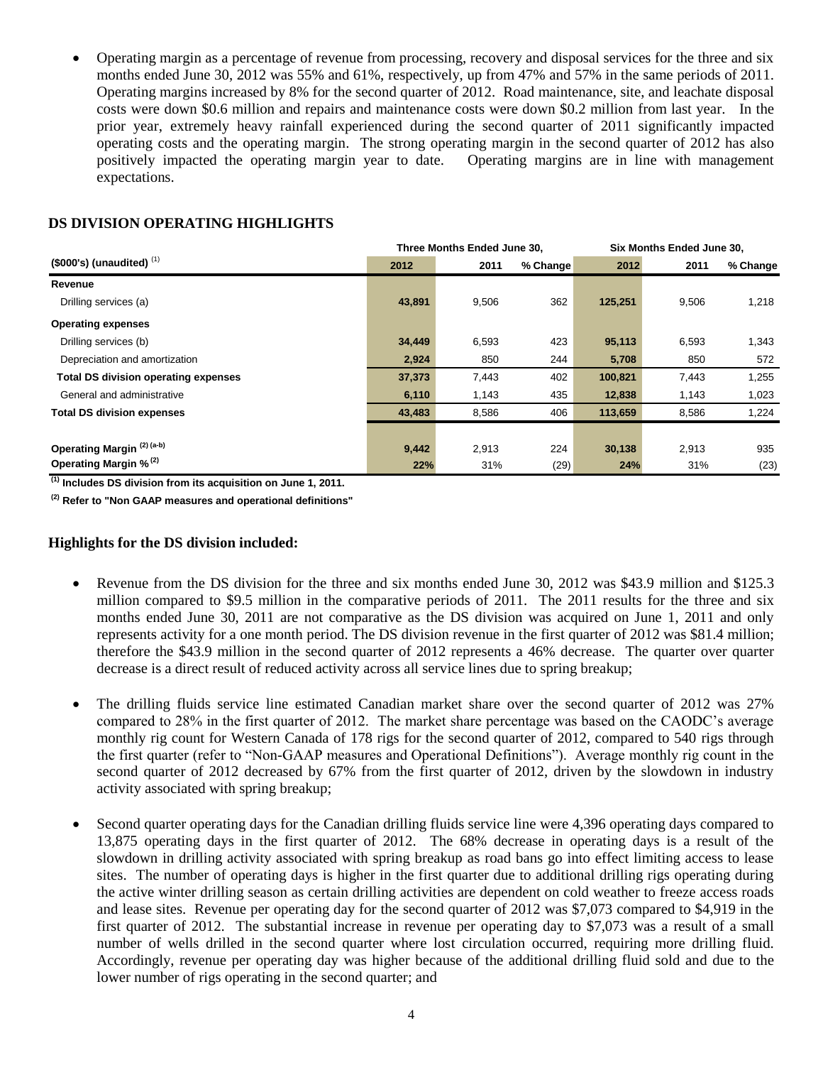- Operating margin as a percentage of revenue from processing, recovery and disposal services for the three and six months ended June 30, 2012 was 55% and 61%, respectively, up from 47% and 57% in the same periods of 2011. Operating margins increased by 8% for the second quarter of 2012. Road maintenance, site, and leachate disposal costs were down $0.6 million and repairs and maintenance costs were down $0.2 million from last year. In the prior year, extremely heavy rainfall experienced during the second quarter of 2011 significantly impacted operating costs and the operating margin. The strong operating margin in the second quarter of 2012 has also positively impacted the operating margin year to date. Operating margins are in line with management expectations.

## DS DIVISION OPERATING HIGHLIGHTS

| | Three Months Ended June 30, | | | Six Months Ended June 30, | | |
|---|---|---|---|---|---|---|
| ($000's) (unaudited) [1] | 2012 | 2011 | % Change | 2012 | 2011 | % Change |
| **Revenue** | | | | | | |
| Drilling services (a) | 43,891 | 9,506 | 362 | 125,251 | 9,506 | 1,218 |
| **Operating expenses** | | | | | | |
| Drilling services (b) | 34,449 | 6,593 | 423 | 95,113 | 6,593 | 1,343 |
| Depreciation and amortization | 2,924 | 850 | 244 | 5,708 | 850 | 572 |
| **Total DS division operating expenses** | 37,373 | 7,443 | 402 | 100,821 | 7,443 | 1,255 |
| General and administrative | 6,110 | 1,143 | 435 | 12,838 | 1,143 | 1,023 |
| **Total DS division expenses** | 43,483 | 8,586 | 406 | 113,659 | 8,586 | 1,224 |
| **Operating Margin [2] (a-b)** | 9,442 | 2,913 | 224 | 30,138 | 2,913 | 935 |
| **Operating Margin % [2]** | 22% | 31% | (29) | 24% | 31% | (23) |

[1] **Includes DS division from its acquisition on June 1, 2011.**

[2] **Refer to "Non GAAP measures and operational definitions"**

### Highlights for the DS division included:

- Revenue from the DS division for the three and six months ended June 30, 2012 was $43.9 million and $125.3 million compared to $9.5 million in the comparative periods of 2011. The 2011 results for the three and six months ended June 30, 2011 are not comparative as the DS division was acquired on June 1, 2011 and only represents activity for a one month period. The DS division revenue in the first quarter of 2012 was $81.4 million; therefore the $43.9 million in the second quarter of 2012 represents a 46% decrease. The quarter over quarter decrease is a direct result of reduced activity across all service lines due to spring breakup;

- The drilling fluids service line estimated Canadian market share over the second quarter of 2012 was 27% compared to 28% in the first quarter of 2012. The market share percentage was based on the CAODC's average monthly rig count for Western Canada of 178 rigs for the second quarter of 2012, compared to 540 rigs through the first quarter (refer to "Non-GAAP measures and Operational Definitions"). Average monthly rig count in the second quarter of 2012 decreased by 67% from the first quarter of 2012, driven by the slowdown in industry activity associated with spring breakup;

- Second quarter operating days for the Canadian drilling fluids service line were 4,396 operating days compared to 13,875 operating days in the first quarter of 2012. The 68% decrease in operating days is a result of the slowdown in drilling activity associated with spring breakup as road bans go into effect limiting access to lease sites. The number of operating days is higher in the first quarter due to additional drilling rigs operating during the active winter drilling season as certain drilling activities are dependent on cold weather to freeze access roads and lease sites. Revenue per operating day for the second quarter of 2012 was $7,073 compared to $4,919 in the first quarter of 2012. The substantial increase in revenue per operating day to $7,073 was a result of a small number of wells drilled in the second quarter where lost circulation occurred, requiring more drilling fluid. Accordingly, revenue per operating day was higher because of the additional drilling fluid sold and due to the lower number of rigs operating in the second quarter; and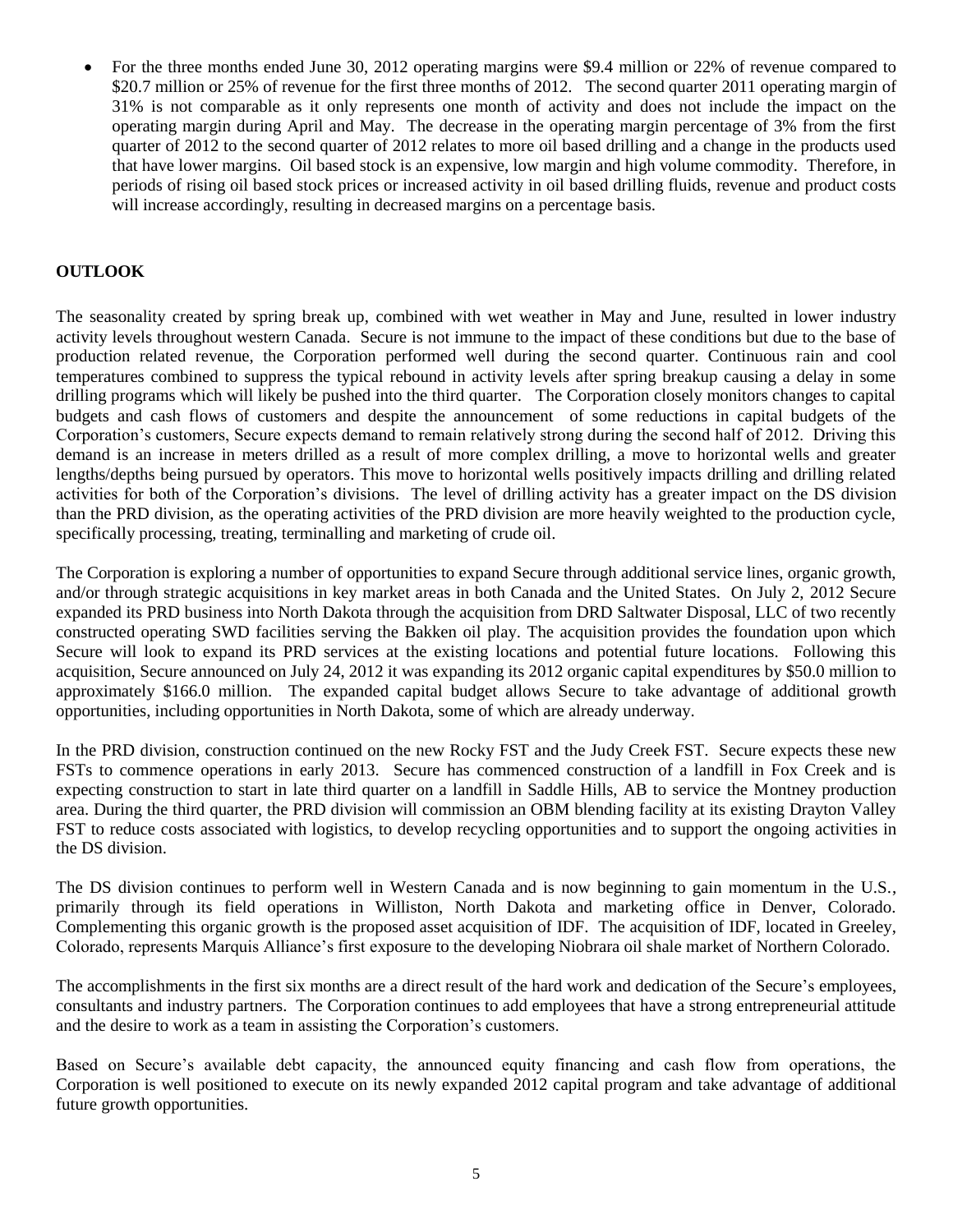- For the three months ended June 30, 2012 operating margins were \$9.4 million or 22% of revenue compared to \$20.7 million or 25% of revenue for the first three months of 2012. The second quarter 2011 operating margin of 31% is not comparable as it only represents one month of activity and does not include the impact on the operating margin during April and May. The decrease in the operating margin percentage of 3% from the first quarter of 2012 to the second quarter of 2012 relates to more oil based drilling and a change in the products used that have lower margins. Oil based stock is an expensive, low margin and high volume commodity. Therefore, in periods of rising oil based stock prices or increased activity in oil based drilling fluids, revenue and product costs will increase accordingly, resulting in decreased margins on a percentage basis.

## OUTLOOK

The seasonality created by spring break up, combined with wet weather in May and June, resulted in lower industry activity levels throughout western Canada. Secure is not immune to the impact of these conditions but due to the base of production related revenue, the Corporation performed well during the second quarter. Continuous rain and cool temperatures combined to suppress the typical rebound in activity levels after spring breakup causing a delay in some drilling programs which will likely be pushed into the third quarter. The Corporation closely monitors changes to capital budgets and cash flows of customers and despite the announcement of some reductions in capital budgets of the Corporation's customers, Secure expects demand to remain relatively strong during the second half of 2012. Driving this demand is an increase in meters drilled as a result of more complex drilling, a move to horizontal wells and greater lengths/depths being pursued by operators. This move to horizontal wells positively impacts drilling and drilling related activities for both of the Corporation's divisions. The level of drilling activity has a greater impact on the DS division than the PRD division, as the operating activities of the PRD division are more heavily weighted to the production cycle, specifically processing, treating, terminalling and marketing of crude oil.

The Corporation is exploring a number of opportunities to expand Secure through additional service lines, organic growth, and/or through strategic acquisitions in key market areas in both Canada and the United States. On July 2, 2012 Secure expanded its PRD business into North Dakota through the acquisition from DRD Saltwater Disposal, LLC of two recently constructed operating SWD facilities serving the Bakken oil play. The acquisition provides the foundation upon which Secure will look to expand its PRD services at the existing locations and potential future locations. Following this acquisition, Secure announced on July 24, 2012 it was expanding its 2012 organic capital expenditures by \$50.0 million to approximately \$166.0 million. The expanded capital budget allows Secure to take advantage of additional growth opportunities, including opportunities in North Dakota, some of which are already underway.

In the PRD division, construction continued on the new Rocky FST and the Judy Creek FST. Secure expects these new FSTs to commence operations in early 2013. Secure has commenced construction of a landfill in Fox Creek and is expecting construction to start in late third quarter on a landfill in Saddle Hills, AB to service the Montney production area. During the third quarter, the PRD division will commission an OBM blending facility at its existing Drayton Valley FST to reduce costs associated with logistics, to develop recycling opportunities and to support the ongoing activities in the DS division.

The DS division continues to perform well in Western Canada and is now beginning to gain momentum in the U.S., primarily through its field operations in Williston, North Dakota and marketing office in Denver, Colorado. Complementing this organic growth is the proposed asset acquisition of IDF. The acquisition of IDF, located in Greeley, Colorado, represents Marquis Alliance's first exposure to the developing Niobrara oil shale market of Northern Colorado.

The accomplishments in the first six months are a direct result of the hard work and dedication of the Secure's employees, consultants and industry partners. The Corporation continues to add employees that have a strong entrepreneurial attitude and the desire to work as a team in assisting the Corporation's customers.

Based on Secure's available debt capacity, the announced equity financing and cash flow from operations, the Corporation is well positioned to execute on its newly expanded 2012 capital program and take advantage of additional future growth opportunities.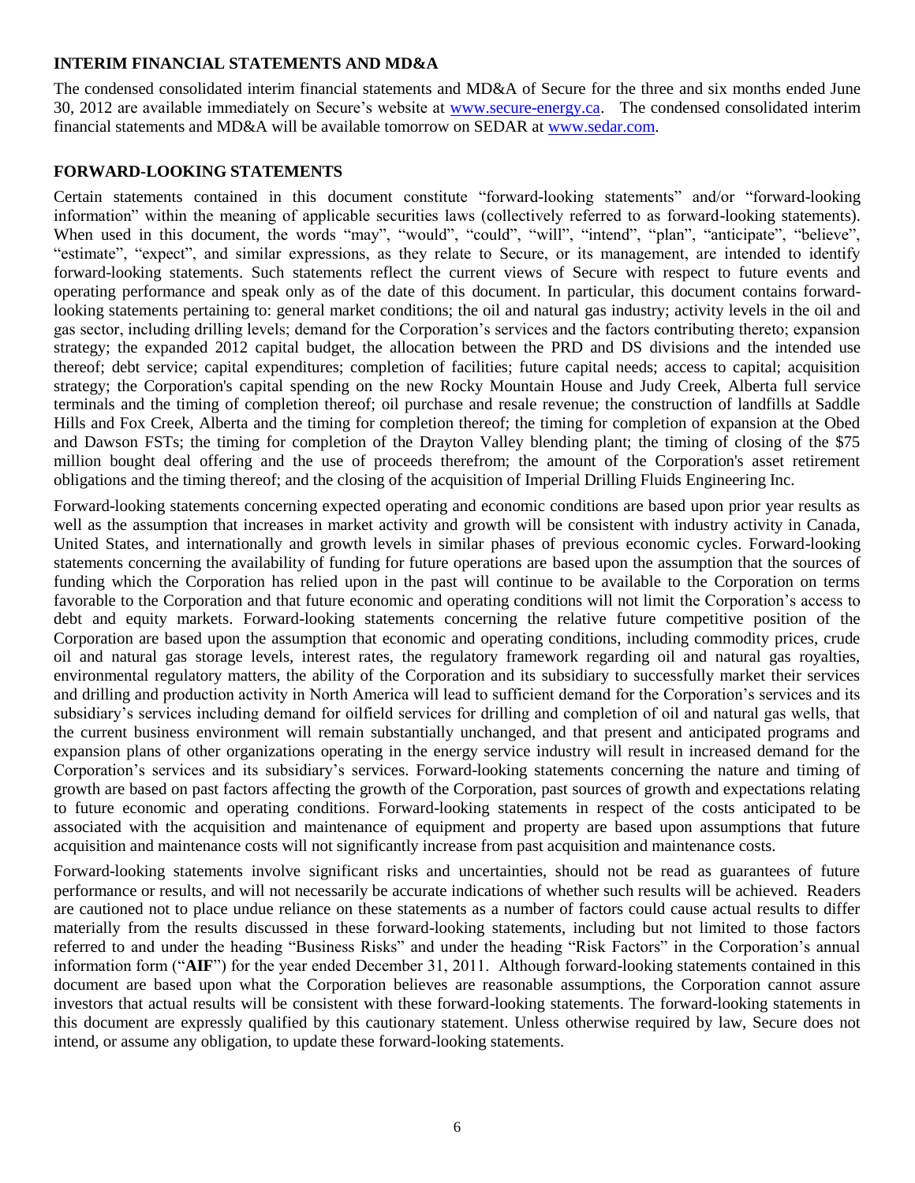## INTERIM FINANCIAL STATEMENTS AND MD&A

The condensed consolidated interim financial statements and MD&A of Secure for the three and six months ended June 30, 2012 are available immediately on Secure's website at [www.secure-energy.ca](http://www.secure-energy.ca). The condensed consolidated interim financial statements and MD&A will be available tomorrow on SEDAR at [www.sedar.com](http://www.sedar.com).

## FORWARD-LOOKING STATEMENTS

Certain statements contained in this document constitute "forward-looking statements" and/or "forward-looking information" within the meaning of applicable securities laws (collectively referred to as forward-looking statements). When used in this document, the words "may", "would", "could", "will", "intend", "plan", "anticipate", "believe", "estimate", "expect", and similar expressions, as they relate to Secure, or its management, are intended to identify forward-looking statements. Such statements reflect the current views of Secure with respect to future events and operating performance and speak only as of the date of this document. In particular, this document contains forward-looking statements pertaining to: general market conditions; the oil and natural gas industry; activity levels in the oil and gas sector, including drilling levels; demand for the Corporation's services and the factors contributing thereto; expansion strategy; the expanded 2012 capital budget, the allocation between the PRD and DS divisions and the intended use thereof; debt service; capital expenditures; completion of facilities; future capital needs; access to capital; acquisition strategy; the Corporation's capital spending on the new Rocky Mountain House and Judy Creek, Alberta full service terminals and the timing of completion thereof; oil purchase and resale revenue; the construction of landfills at Saddle Hills and Fox Creek, Alberta and the timing for completion thereof; the timing for completion of expansion at the Obed and Dawson FSTs; the timing for completion of the Drayton Valley blending plant; the timing of closing of the $75 million bought deal offering and the use of proceeds therefrom; the amount of the Corporation's asset retirement obligations and the timing thereof; and the closing of the acquisition of Imperial Drilling Fluids Engineering Inc.

Forward-looking statements concerning expected operating and economic conditions are based upon prior year results as well as the assumption that increases in market activity and growth will be consistent with industry activity in Canada, United States, and internationally and growth levels in similar phases of previous economic cycles. Forward-looking statements concerning the availability of funding for future operations are based upon the assumption that the sources of funding which the Corporation has relied upon in the past will continue to be available to the Corporation on terms favorable to the Corporation and that future economic and operating conditions will not limit the Corporation's access to debt and equity markets. Forward-looking statements concerning the relative future competitive position of the Corporation are based upon the assumption that economic and operating conditions, including commodity prices, crude oil and natural gas storage levels, interest rates, the regulatory framework regarding oil and natural gas royalties, environmental regulatory matters, the ability of the Corporation and its subsidiary to successfully market their services and drilling and production activity in North America will lead to sufficient demand for the Corporation's services and its subsidiary's services including demand for oilfield services for drilling and completion of oil and natural gas wells, that the current business environment will remain substantially unchanged, and that present and anticipated programs and expansion plans of other organizations operating in the energy service industry will result in increased demand for the Corporation's services and its subsidiary's services. Forward-looking statements concerning the nature and timing of growth are based on past factors affecting the growth of the Corporation, past sources of growth and expectations relating to future economic and operating conditions. Forward-looking statements in respect of the costs anticipated to be associated with the acquisition and maintenance of equipment and property are based upon assumptions that future acquisition and maintenance costs will not significantly increase from past acquisition and maintenance costs.

Forward-looking statements involve significant risks and uncertainties, should not be read as guarantees of future performance or results, and will not necessarily be accurate indications of whether such results will be achieved. Readers are cautioned not to place undue reliance on these statements as a number of factors could cause actual results to differ materially from the results discussed in these forward-looking statements, including but not limited to those factors referred to and under the heading "Business Risks" and under the heading "Risk Factors" in the Corporation's annual information form ("**AIF**") for the year ended December 31, 2011. Although forward-looking statements contained in this document are based upon what the Corporation believes are reasonable assumptions, the Corporation cannot assure investors that actual results will be consistent with these forward-looking statements. The forward-looking statements in this document are expressly qualified by this cautionary statement. Unless otherwise required by law, Secure does not intend, or assume any obligation, to update these forward-looking statements.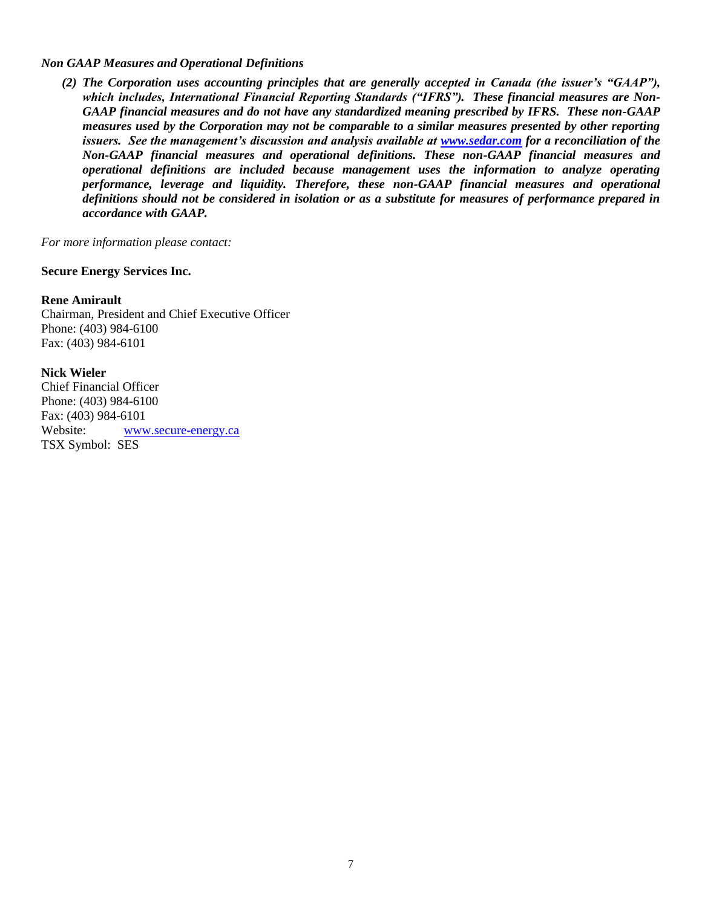*Non GAAP Measures and Operational Definitions*

***(2) The Corporation uses accounting principles that are generally accepted in Canada (the issuer's "GAAP"), which includes, International Financial Reporting Standards ("IFRS"). These financial measures are Non-GAAP financial measures and do not have any standardized meaning prescribed by IFRS. These non-GAAP measures used by the Corporation may not be comparable to a similar measures presented by other reporting issuers. See the management's discussion and analysis available at [www.sedar.com](http://www.sedar.com) for a reconciliation of the Non-GAAP financial measures and operational definitions. These non-GAAP financial measures and operational definitions are included because management uses the information to analyze operating performance, leverage and liquidity. Therefore, these non-GAAP financial measures and operational definitions should not be considered in isolation or as a substitute for measures of performance prepared in accordance with GAAP.***

*For more information please contact:*

**Secure Energy Services Inc.**

**Rene Amirault**
Chairman, President and Chief Executive Officer
Phone: (403) 984-6100
Fax: (403) 984-6101

**Nick Wieler**
Chief Financial Officer
Phone: (403) 984-6100
Fax: (403) 984-6101
Website: [www.secure-energy.ca](http://www.secure-energy.ca)
TSX Symbol: SES